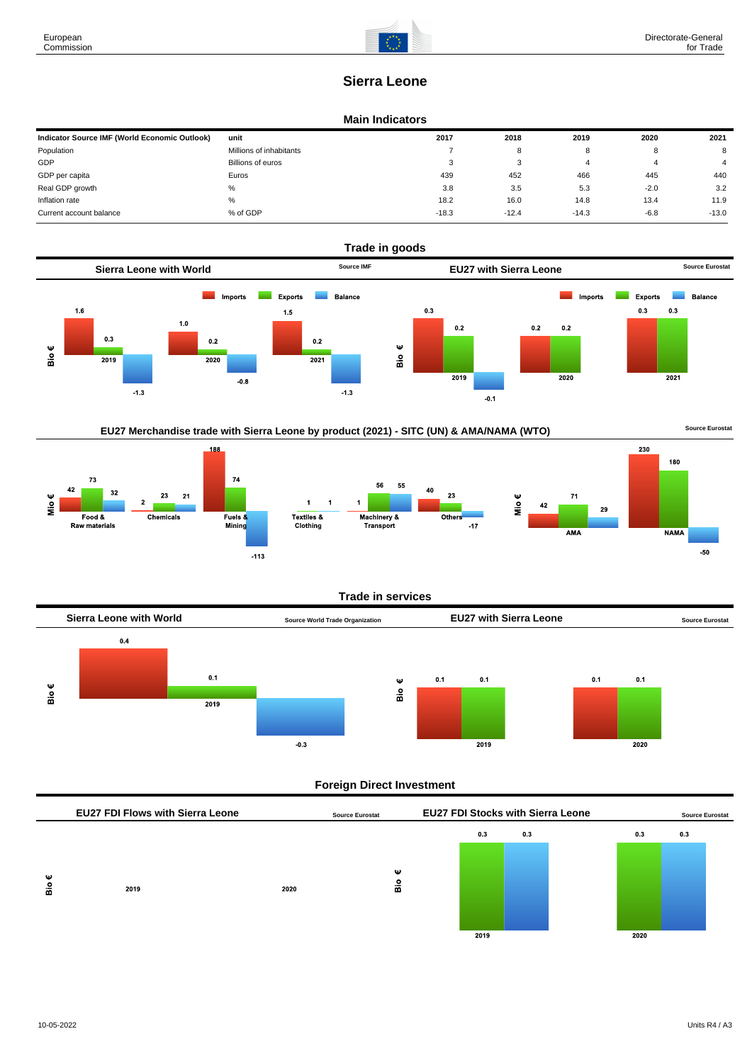# Sierra Leone

## Main Indicators

| Indicator Source IMF (World Economic Outlook) | unit | 2017 | 2018 | 2019 | 2020 | 2021 |
|---|---|---|---|---|---|---|
| Population | Millions of inhabitants | 7 | 8 | 8 | 8 | 8 |
| GDP | Billions of euros | 3 | 3 | 4 | 4 | 4 |
| GDP per capita | Euros | 439 | 452 | 466 | 445 | 440 |
| Real GDP growth | % | 3.8 | 3.5 | 5.3 | -2.0 | 3.2 |
| Inflation rate | % | 18.2 | 16.0 | 14.8 | 13.4 | 11.9 |
| Current account balance | % of GDP | -18.3 | -12.4 | -14.3 | -6.8 | -13.0 |

## Trade in goods

### Sierra Leone with World

Source IMF

Bio €

| | Imports | Exports | Balance |
|---|---|---|---|
| 2019 | 1.6 | 0.3 | -1.3 |
| 2020 | 1.0 | 0.2 | -0.8 |
| 2021 | 1.5 | 0.2 | -1.3 |

### EU27 with Sierra Leone

Source Eurostat

Bio €

| | Imports | Exports | Balance |
|---|---|---|---|
| 2019 | 0.3 | 0.2 | -0.1 |
| 2020 | 0.2 | 0.2 | |
| 2021 | 0.3 | 0.3 | |

### EU27 Merchandise trade with Sierra Leone by product (2021) - SITC (UN) & AMA/NAMA (WTO)

Source Eurostat

Mio €

| | Imports | Exports | Balance |
|---|---|---|---|
| Food & Raw materials | 42 | 73 | 32 |
| Chemicals | 2 | 23 | 21 |
| Fuels & Mining | 188 | 74 | -113 |
| Textiles & Clothing | | 1 | 1 |
| Machinery & Transport | 1 | 56 | 55 |
| Others | 40 | 23 | -17 |
| AMA | 42 | 71 | 29 |
| NAMA | 230 | 180 | -50 |

## Trade in services

### Sierra Leone with World

Source World Trade Organization

Bio €

| | Imports | Exports | Balance |
|---|---|---|---|
| 2019 | 0.4 | 0.1 | -0.3 |

### EU27 with Sierra Leone

Source Eurostat

Bio €

| | Imports | Exports |
|---|---|---|
| 2019 | 0.1 | 0.1 |
| 2020 | 0.1 | 0.1 |

## Foreign Direct Investment

### EU27 FDI Flows with Sierra Leone

Source Eurostat

Bio €

| | Inward | Outward |
|---|---|---|
| 2019 | | |
| 2020 | | |

### EU27 FDI Stocks with Sierra Leone

Source Eurostat

Bio €

| | Inward | Outward |
|---|---|---|
| 2019 | 0.3 | 0.3 |
| 2020 | 0.3 | 0.3 |

10-05-2022

Units R4 / A3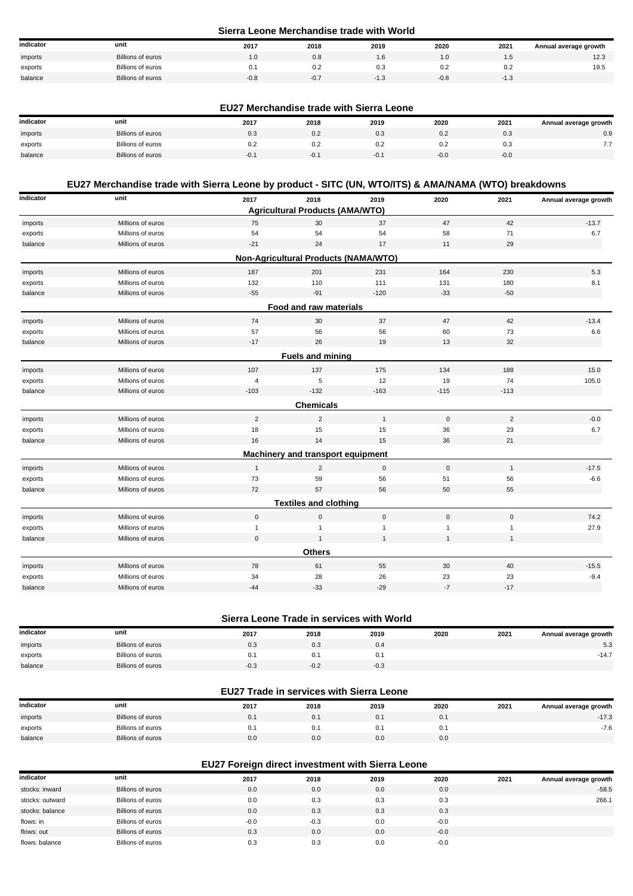### Sierra Leone Merchandise trade with World

| indicator | unit | 2017 | 2018 | 2019 | 2020 | 2021 | Annual average growth |
|---|---|---|---|---|---|---|---|
| imports | Billions of euros | 1.0 | 0.8 | 1.6 | 1.0 | 1.5 | 12.3 |
| exports | Billions of euros | 0.1 | 0.2 | 0.3 | 0.2 | 0.2 | 19.5 |
| balance | Billions of euros | -0.8 | -0.7 | -1.3 | -0.8 | -1.3 | |

### EU27 Merchandise trade with Sierra Leone

| indicator | unit | 2017 | 2018 | 2019 | 2020 | 2021 | Annual average growth |
|---|---|---|---|---|---|---|---|
| imports | Billions of euros | 0.3 | 0.2 | 0.3 | 0.2 | 0.3 | 0.9 |
| exports | Billions of euros | 0.2 | 0.2 | 0.2 | 0.2 | 0.3 | 7.7 |
| balance | Billions of euros | -0.1 | -0.1 | -0.1 | -0.0 | -0.0 | |

### EU27 Merchandise trade with Sierra Leone by product - SITC (UN, WTO/ITS) & AMA/NAMA (WTO) breakdowns

| indicator | unit | 2017 | 2018 | 2019 | 2020 | 2021 | Annual average growth |
|---|---|---|---|---|---|---|---|
| **Agricultural Products (AMA/WTO)** | | | | | | | |
| imports | Millions of euros | 75 | 30 | 37 | 47 | 42 | -13.7 |
| exports | Millions of euros | 54 | 54 | 54 | 58 | 71 | 6.7 |
| balance | Millions of euros | -21 | 24 | 17 | 11 | 29 | |
| **Non-Agricultural Products (NAMA/WTO)** | | | | | | | |
| imports | Millions of euros | 187 | 201 | 231 | 164 | 230 | 5.3 |
| exports | Millions of euros | 132 | 110 | 111 | 131 | 180 | 8.1 |
| balance | Millions of euros | -55 | -91 | -120 | -33 | -50 | |
| **Food and raw materials** | | | | | | | |
| imports | Millions of euros | 74 | 30 | 37 | 47 | 42 | -13.4 |
| exports | Millions of euros | 57 | 56 | 56 | 60 | 73 | 6.6 |
| balance | Millions of euros | -17 | 26 | 19 | 13 | 32 | |
| **Fuels and mining** | | | | | | | |
| imports | Millions of euros | 107 | 137 | 175 | 134 | 188 | 15.0 |
| exports | Millions of euros | 4 | 5 | 12 | 19 | 74 | 105.0 |
| balance | Millions of euros | -103 | -132 | -163 | -115 | -113 | |
| **Chemicals** | | | | | | | |
| imports | Millions of euros | 2 | 2 | 1 | 0 | 2 | -0.0 |
| exports | Millions of euros | 18 | 15 | 15 | 36 | 23 | 6.7 |
| balance | Millions of euros | 16 | 14 | 15 | 36 | 21 | |
| **Machinery and transport equipment** | | | | | | | |
| imports | Millions of euros | 1 | 2 | 0 | 0 | 1 | -17.5 |
| exports | Millions of euros | 73 | 59 | 56 | 51 | 56 | -6.6 |
| balance | Millions of euros | 72 | 57 | 56 | 50 | 55 | |
| **Textiles and clothing** | | | | | | | |
| imports | Millions of euros | 0 | 0 | 0 | 0 | 0 | 74.2 |
| exports | Millions of euros | 1 | 1 | 1 | 1 | 1 | 27.9 |
| balance | Millions of euros | 0 | 1 | 1 | 1 | 1 | |
| **Others** | | | | | | | |
| imports | Millions of euros | 78 | 61 | 55 | 30 | 40 | -15.5 |
| exports | Millions of euros | 34 | 28 | 26 | 23 | 23 | -9.4 |
| balance | Millions of euros | -44 | -33 | -29 | -7 | -17 | |

### Sierra Leone Trade in services with World

| indicator | unit | 2017 | 2018 | 2019 | 2020 | 2021 | Annual average growth |
|---|---|---|---|---|---|---|---|
| imports | Billions of euros | 0.3 | 0.3 | 0.4 | | | 5.3 |
| exports | Billions of euros | 0.1 | 0.1 | 0.1 | | | -14.7 |
| balance | Billions of euros | -0.3 | -0.2 | -0.3 | | | |

### EU27 Trade in services with Sierra Leone

| indicator | unit | 2017 | 2018 | 2019 | 2020 | 2021 | Annual average growth |
|---|---|---|---|---|---|---|---|
| imports | Billions of euros | 0.1 | 0.1 | 0.1 | 0.1 | | -17.3 |
| exports | Billions of euros | 0.1 | 0.1 | 0.1 | 0.1 | | -7.6 |
| balance | Billions of euros | 0.0 | 0.0 | 0.0 | 0.0 | | |

### EU27 Foreign direct investment with Sierra Leone

| indicator | unit | 2017 | 2018 | 2019 | 2020 | 2021 | Annual average growth |
|---|---|---|---|---|---|---|---|
| stocks: inward | Billions of euros | 0.0 | 0.0 | 0.0 | 0.0 | | -58.5 |
| stocks: outward | Billions of euros | 0.0 | 0.3 | 0.3 | 0.3 | | 266.1 |
| stocks: balance | Billions of euros | 0.0 | 0.3 | 0.3 | 0.3 | | |
| flows: in | Billions of euros | -0.0 | -0.3 | 0.0 | -0.0 | | |
| flows: out | Billions of euros | 0.3 | 0.0 | 0.0 | -0.0 | | |
| flows: balance | Billions of euros | 0.3 | 0.3 | 0.0 | -0.0 | | |